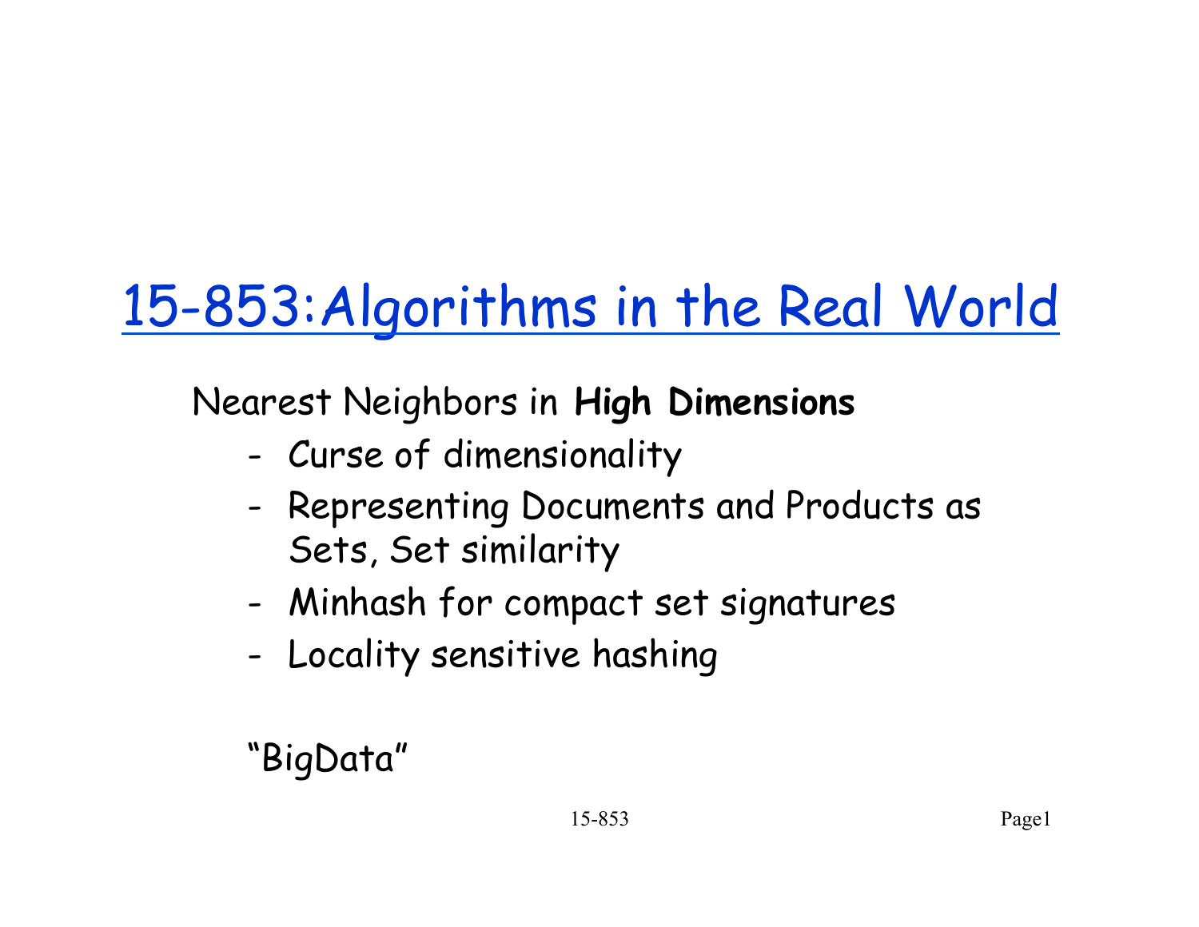# 15-853:Algorithms in the Real World

Nearest Neighbors in **High Dimensions**

- Curse of dimensionality
- Representing Documents and Products as Sets, Set similarity
- Minhash for compact set signatures
- Locality sensitive hashing

"BigData"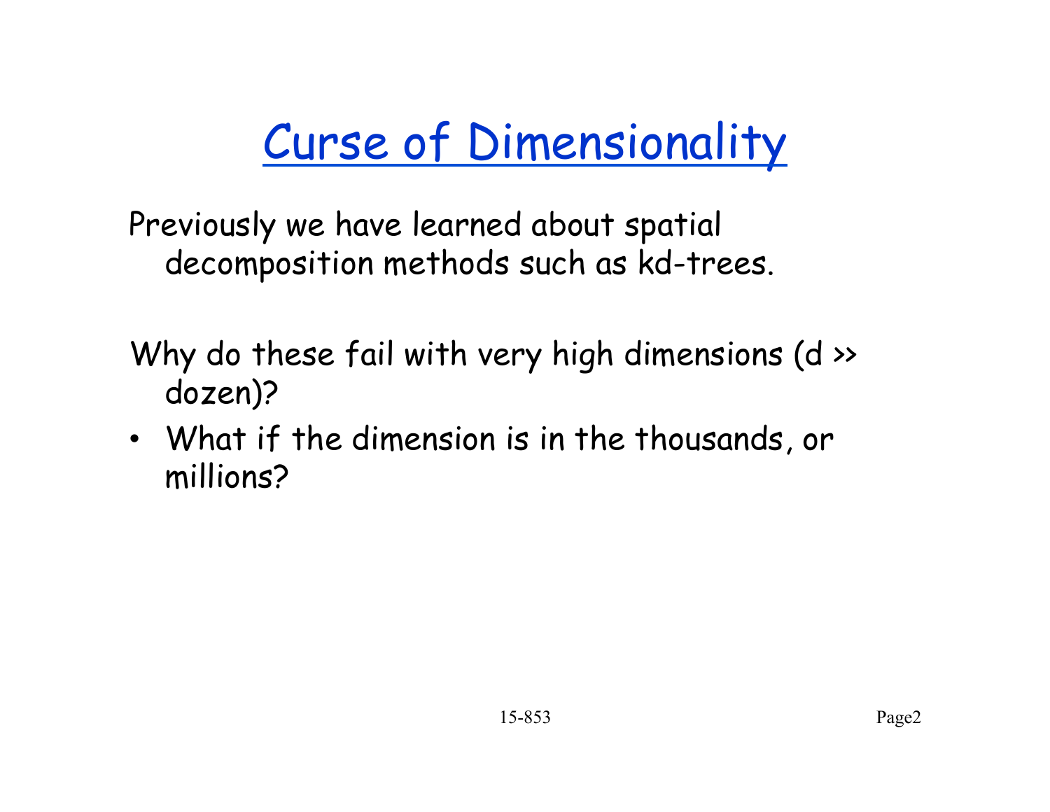# Curse of Dimensionality

Previously we have learned about spatial decomposition methods such as kd-trees.

Why do these fail with very high dimensions ($d \gg$ dozen)?

- What if the dimension is in the thousands, or millions?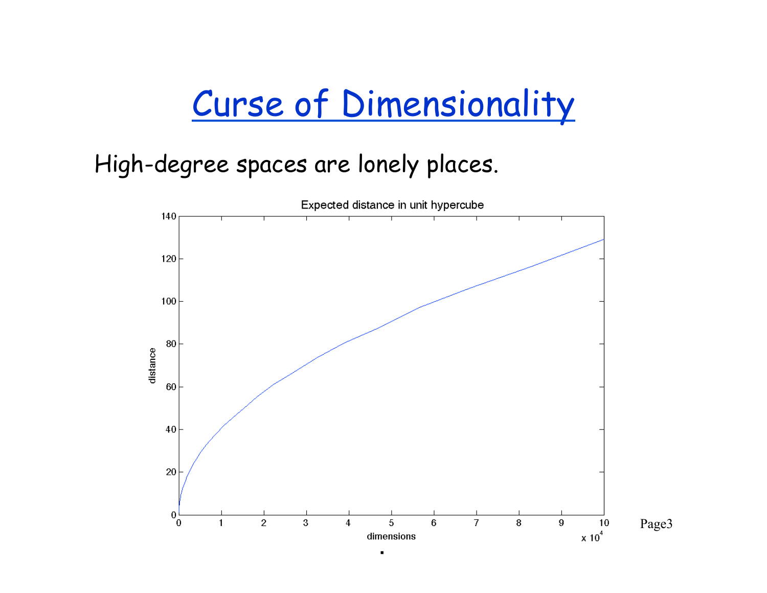# Curse of Dimensionality

High-degree spaces are lonely places.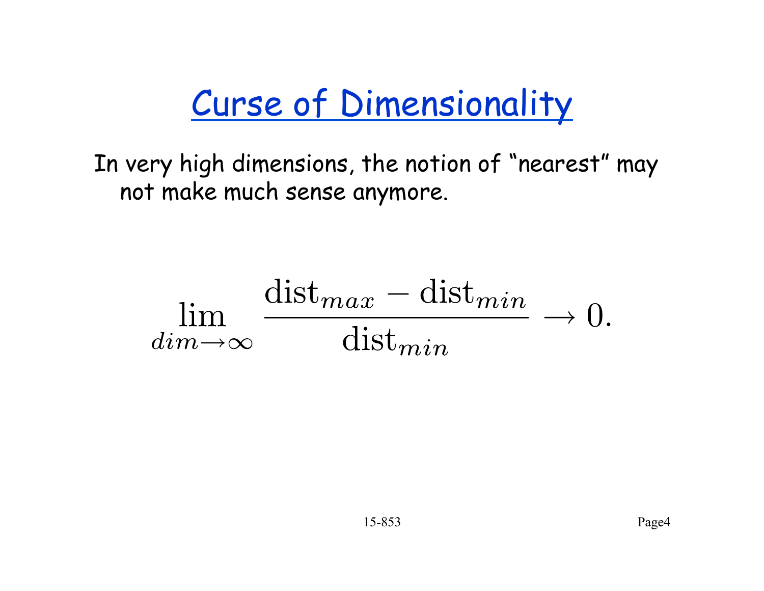# Curse of Dimensionality

In very high dimensions, the notion of "nearest" may not make much sense anymore.

$$\lim_{dim \to \infty} \frac{\text{dist}_{max} - \text{dist}_{min}}{\text{dist}_{min}} \to 0.$$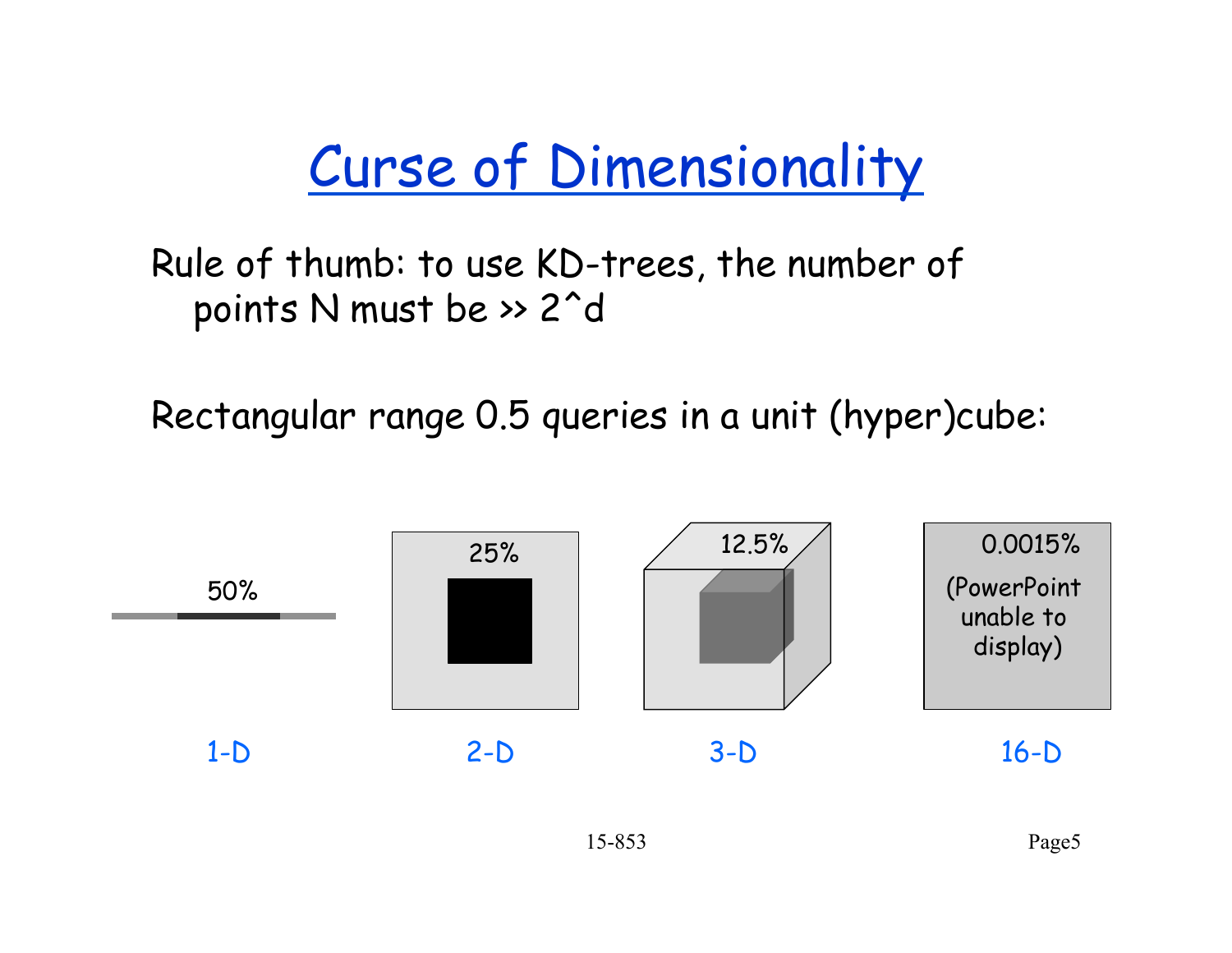# Curse of Dimensionality

Rule of thumb: to use KD-trees, the number of points N must be >> 2^d

Rectangular range 0.5 queries in a unit (hyper)cube:

50%

25%

12.5%

0.0015%

(PowerPoint unable to display)

1-D

2-D

3-D

16-D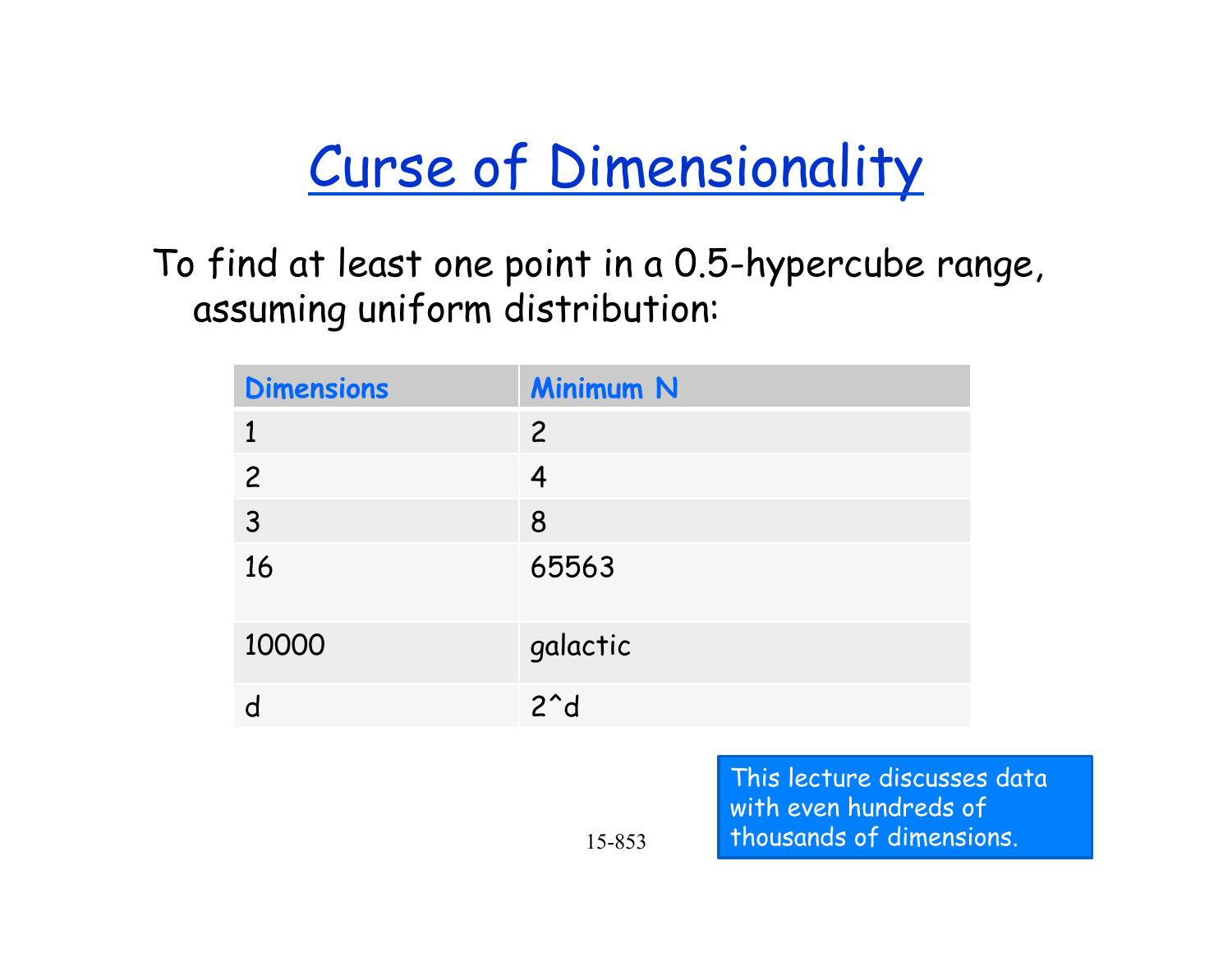# Curse of Dimensionality

To find at least one point in a 0.5-hypercube range, assuming uniform distribution:

| Dimensions | Minimum N |
| --- | --- |
| 1 | 2 |
| 2 | 4 |
| 3 | 8 |
| 16 | 65563 |
| 10000 | galactic |
| d | 2^d |

This lecture discusses data with even hundreds of thousands of dimensions.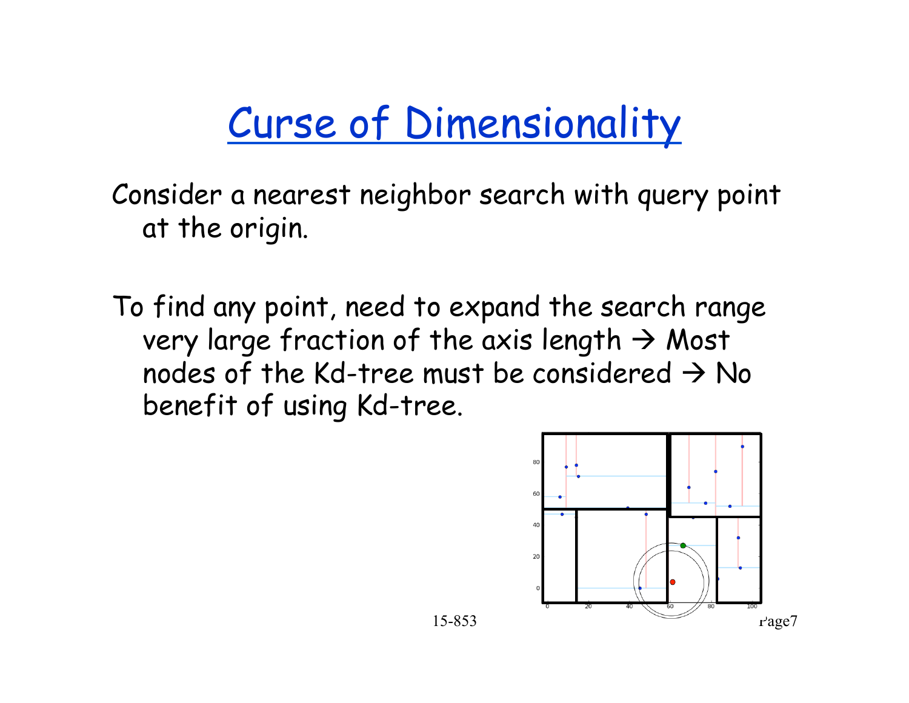# Curse of Dimensionality

Consider a nearest neighbor search with query point at the origin.

To find any point, need to expand the search range very large fraction of the axis length → Most nodes of the Kd-tree must be considered → No benefit of using Kd-tree.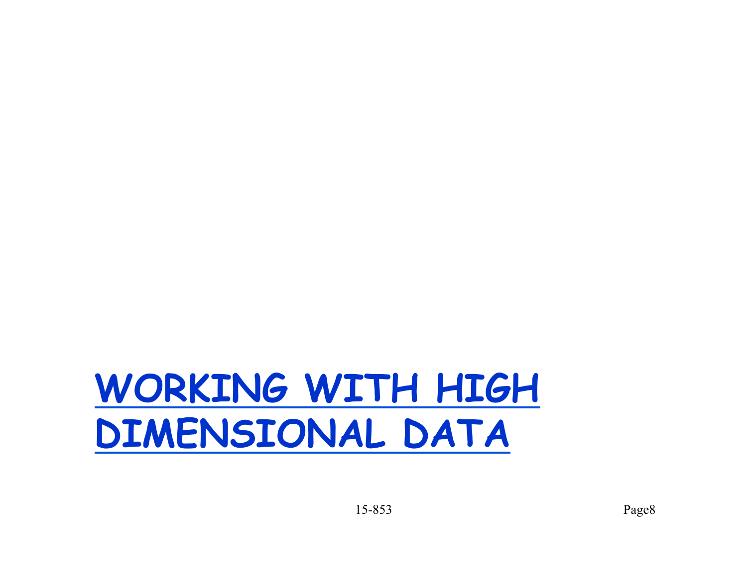# WORKING WITH HIGH DIMENSIONAL DATA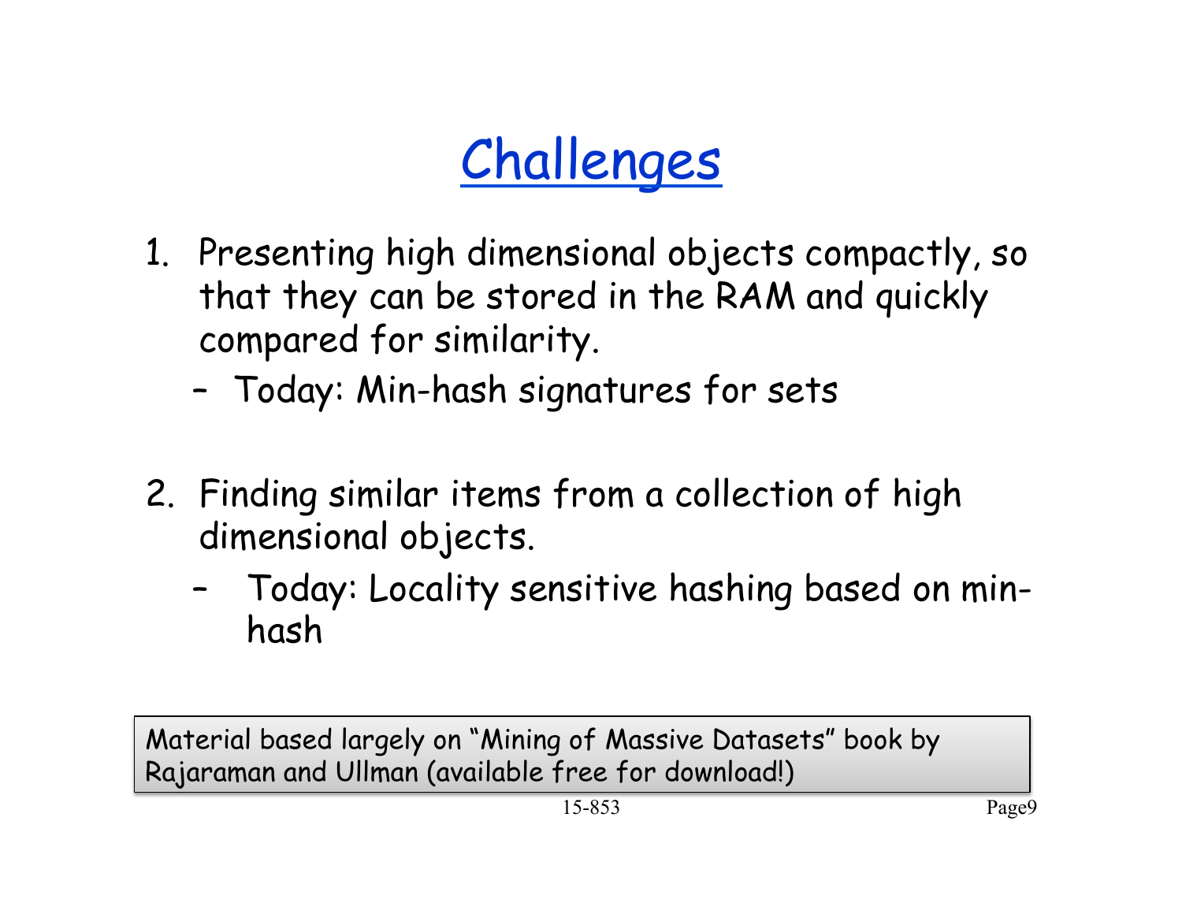# Challenges

1. Presenting high dimensional objects compactly, so that they can be stored in the RAM and quickly compared for similarity.
   - Today: Min-hash signatures for sets

2. Finding similar items from a collection of high dimensional objects.
   - Today: Locality sensitive hashing based on min-hash

Material based largely on "Mining of Massive Datasets" book by Rajaraman and Ullman (available free for download!)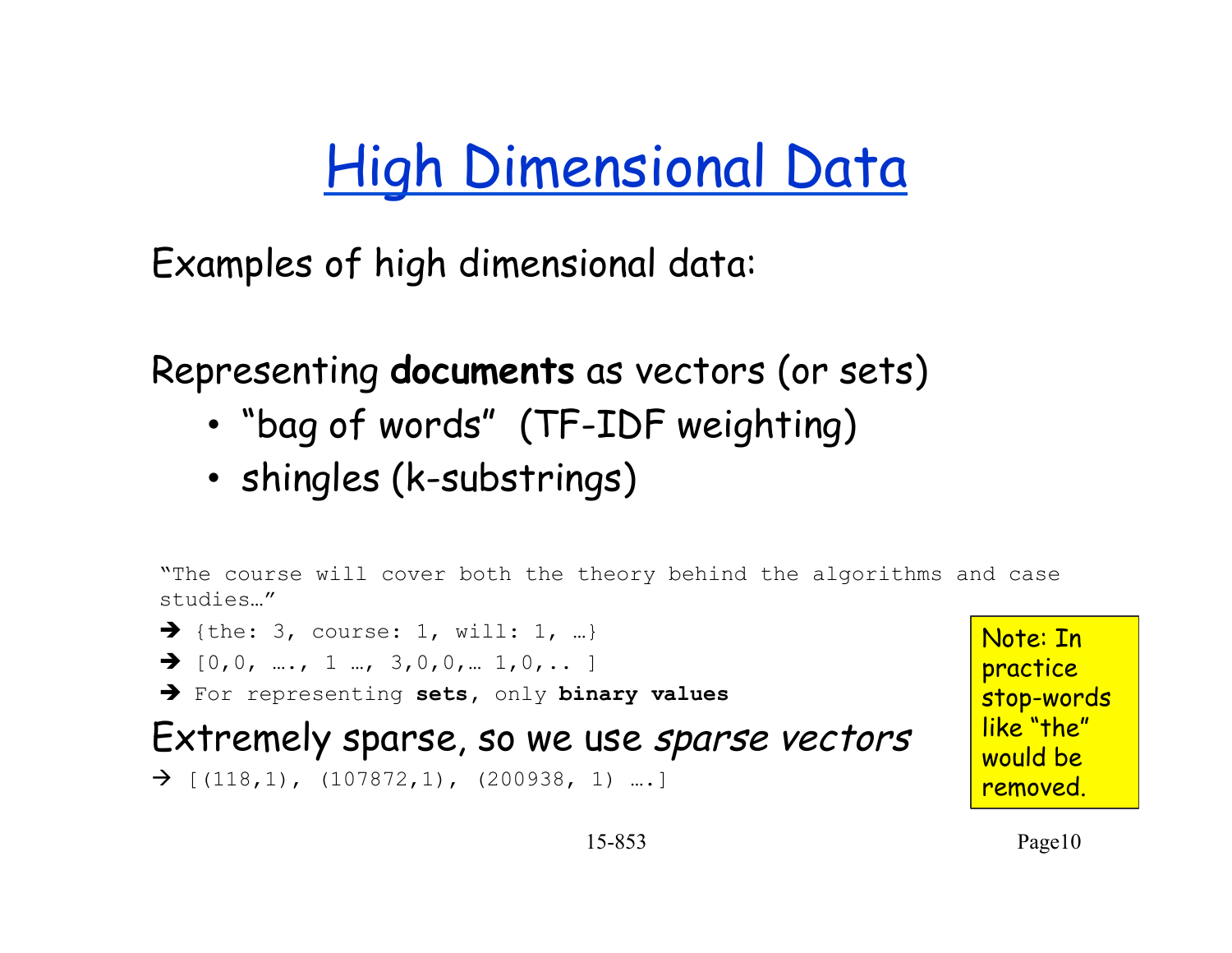# High Dimensional Data

Examples of high dimensional data:

Representing **documents** as vectors (or sets)

- "bag of words" (TF-IDF weighting)
- shingles (k-substrings)

"The course will cover both the theory behind the algorithms and case studies…"

➔ {the: 3, course: 1, will: 1, …}

➔ [0,0, …., 1 …, 3,0,0,… 1,0,.. ]

➔ For representing **sets**, only **binary values**

Extremely sparse, so we use *sparse vectors*

→ [(118,1), (107872,1), (200938, 1) ….]

Note: In practice stop-words like "the" would be removed.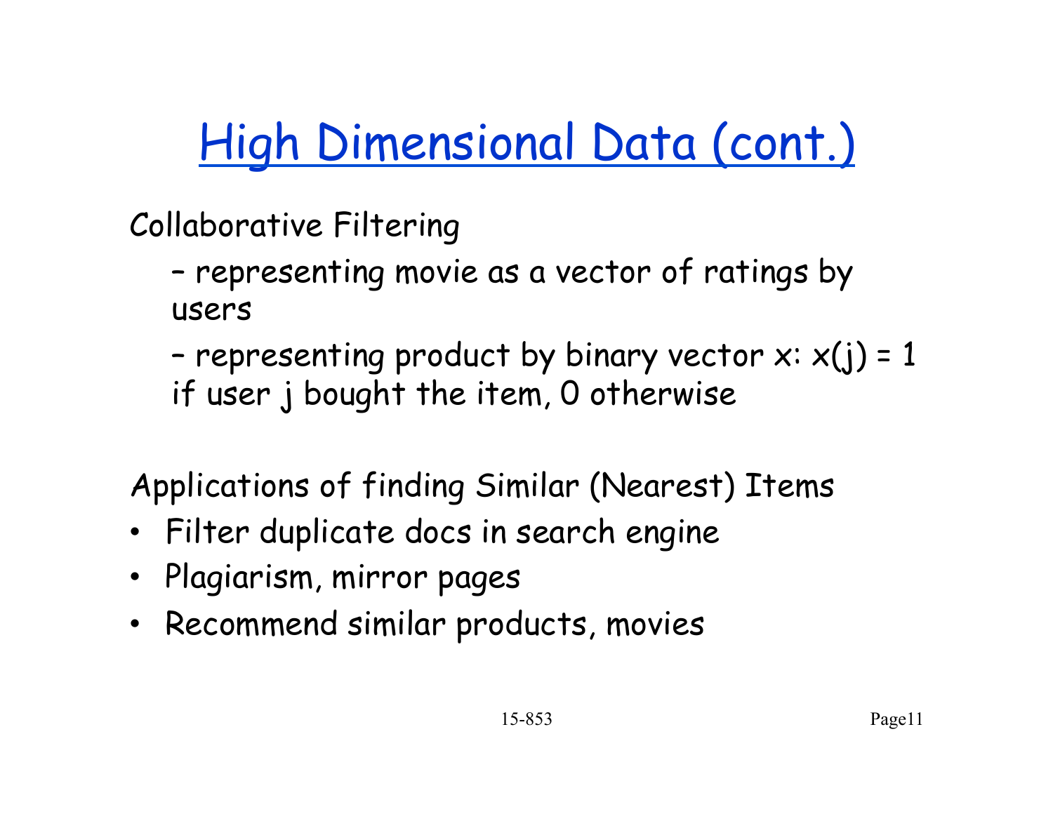# High Dimensional Data (cont.)

Collaborative Filtering

– representing movie as a vector of ratings by users

– representing product by binary vector $x$: $x(j) = 1$ if user $j$ bought the item, 0 otherwise

Applications of finding Similar (Nearest) Items

- Filter duplicate docs in search engine
- Plagiarism, mirror pages
- Recommend similar products, movies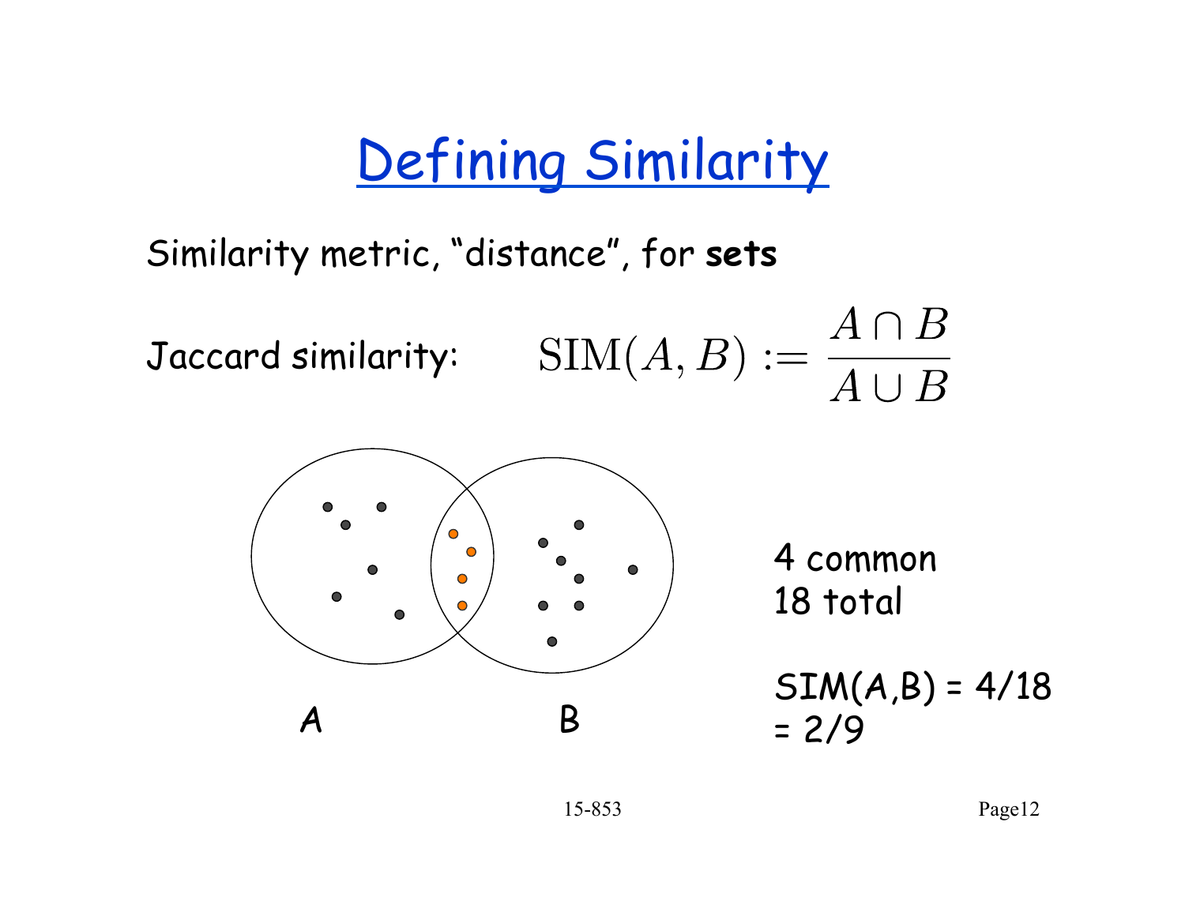# Defining Similarity

Similarity metric, "distance", for **sets**

Jaccard similarity: $$\text{SIM}(A, B) := \frac{A \cap B}{A \cup B}$$

A

B

4 common
18 total

SIM(A,B) = 4/18 = 2/9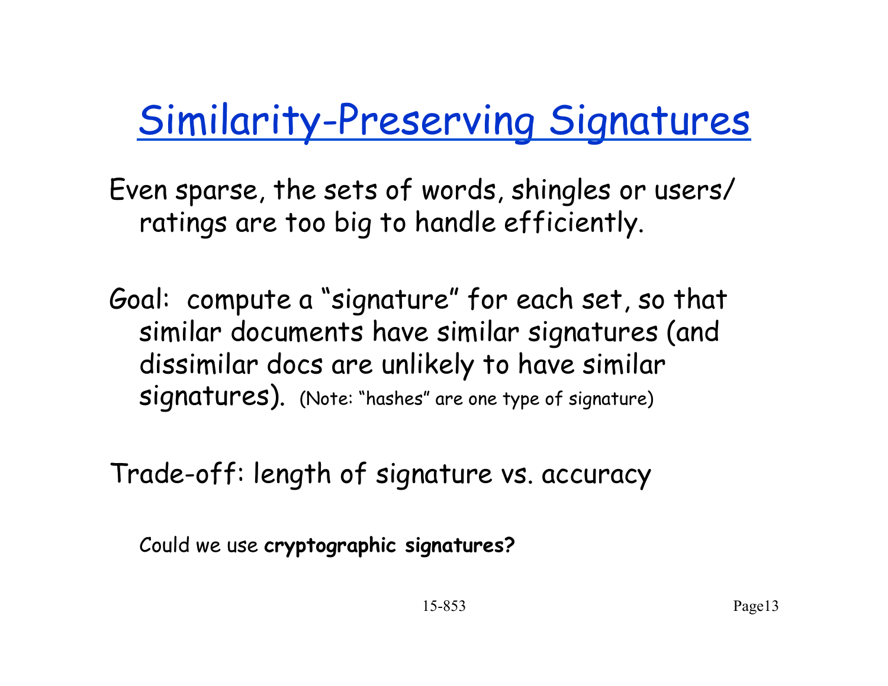# Similarity-Preserving Signatures

Even sparse, the sets of words, shingles or users/ ratings are too big to handle efficiently.

Goal: compute a "signature" for each set, so that similar documents have similar signatures (and dissimilar docs are unlikely to have similar signatures). (Note: "hashes" are one type of signature)

Trade-off: length of signature vs. accuracy

Could we use **cryptographic signatures?**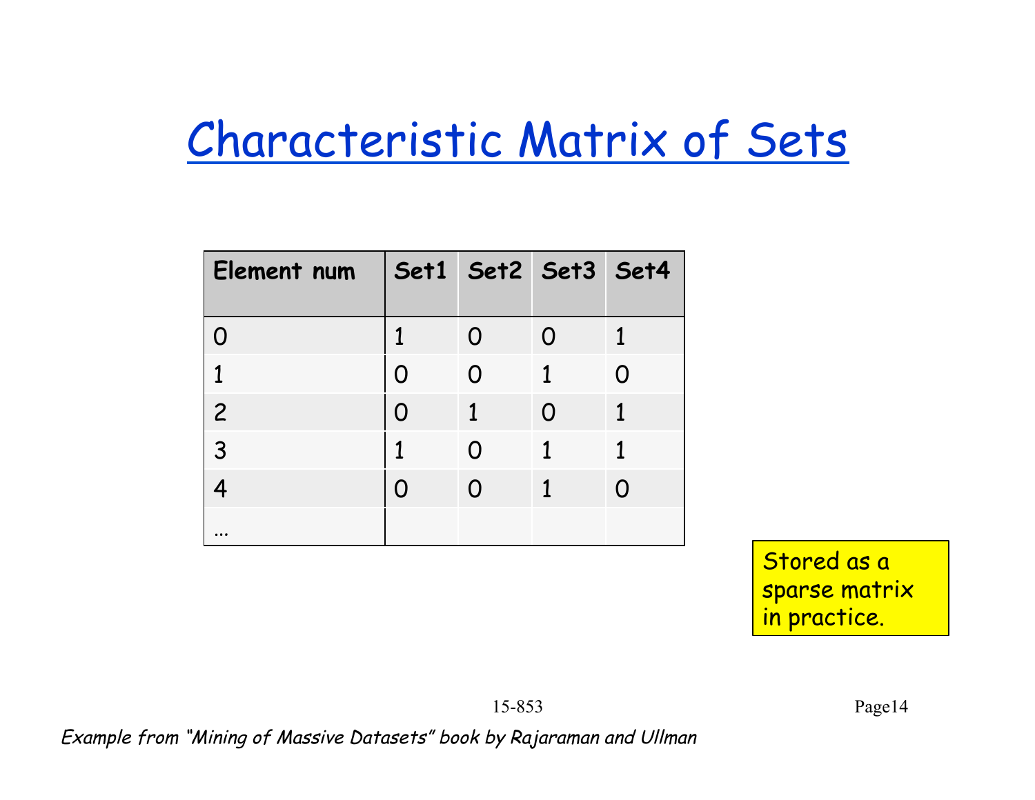# Characteristic Matrix of Sets

| Element num | Set1 | Set2 | Set3 | Set4 |
|---|---|---|---|---|
| 0 | 1 | 0 | 0 | 1 |
| 1 | 0 | 0 | 1 | 0 |
| 2 | 0 | 1 | 0 | 1 |
| 3 | 1 | 0 | 1 | 1 |
| 4 | 0 | 0 | 1 | 0 |
| … | | | | |

Stored as a sparse matrix in practice.

*Example from "Mining of Massive Datasets" book by Rajaraman and Ullman*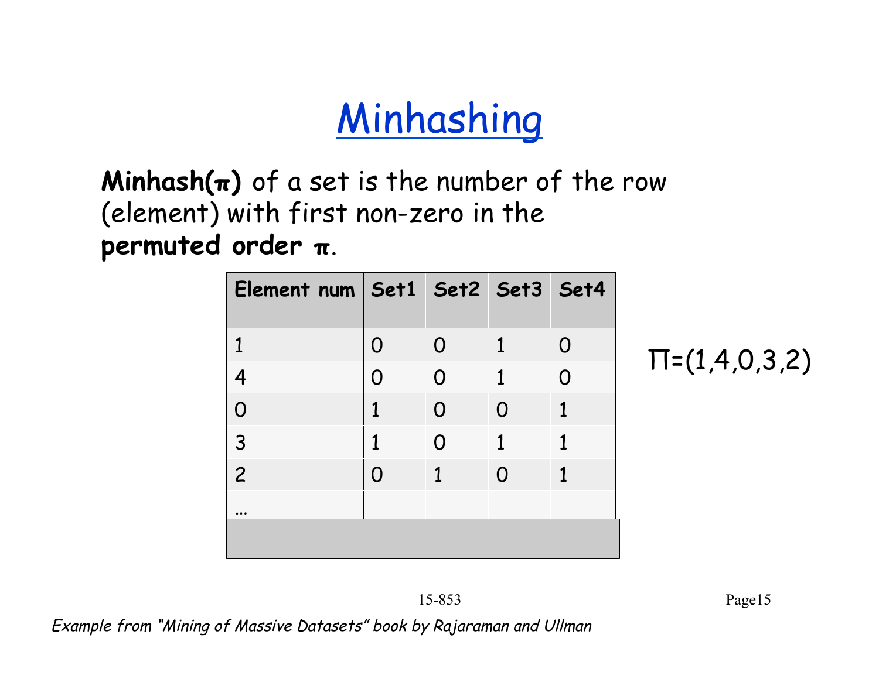# Minhashing

**Minhash(π)** of a set is the number of the row (element) with first non-zero in the **permuted order π**.

| Element num | Set1 | Set2 | Set3 | Set4 |
|---|---|---|---|---|
| 1 | 0 | 0 | 1 | 0 |
| 4 | 0 | 0 | 1 | 0 |
| 0 | 1 | 0 | 0 | 1 |
| 3 | 1 | 0 | 1 | 1 |
| 2 | 0 | 1 | 0 | 1 |
| … | | | | |

$\Pi=(1,4,0,3,2)$

*Example from "Mining of Massive Datasets" book by Rajaraman and Ullman*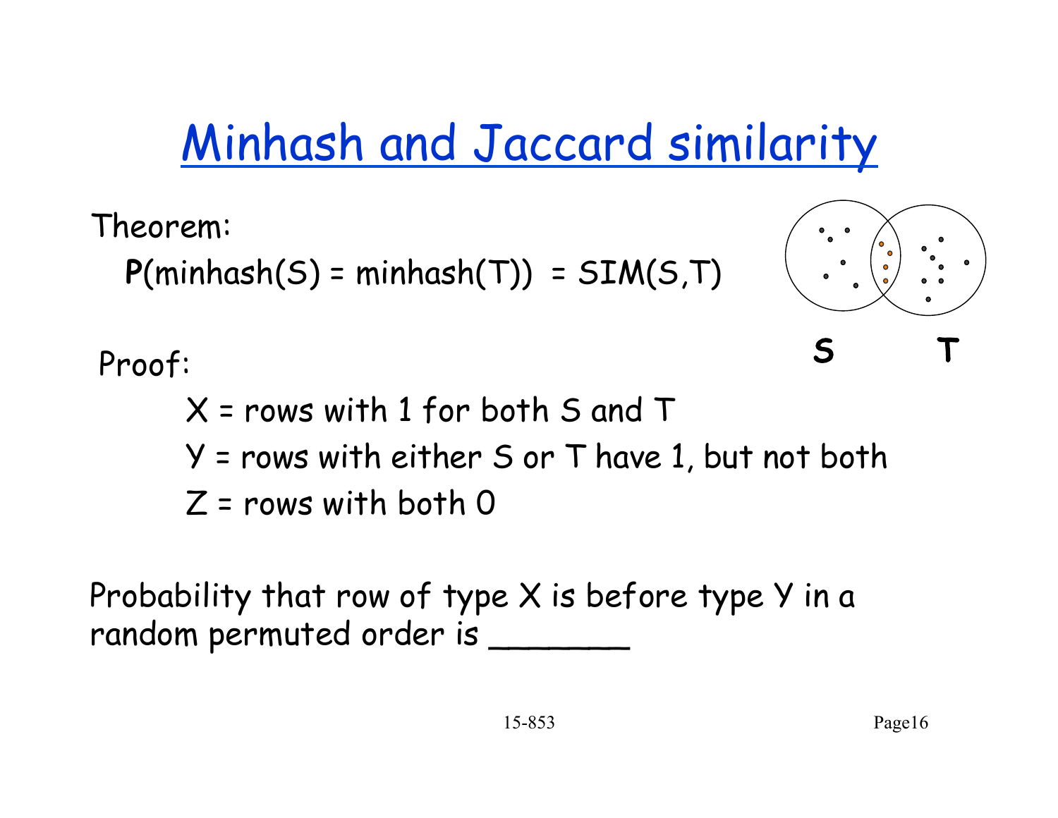# Minhash and Jaccard similarity

Theorem:

**P**(minhash(S) = minhash(T)) = SIM(S,T)

S T

Proof:

X = rows with 1 for both S and T

Y = rows with either S or T have 1, but not both

Z = rows with both 0

Probability that row of type X is before type Y in a random permuted order is _______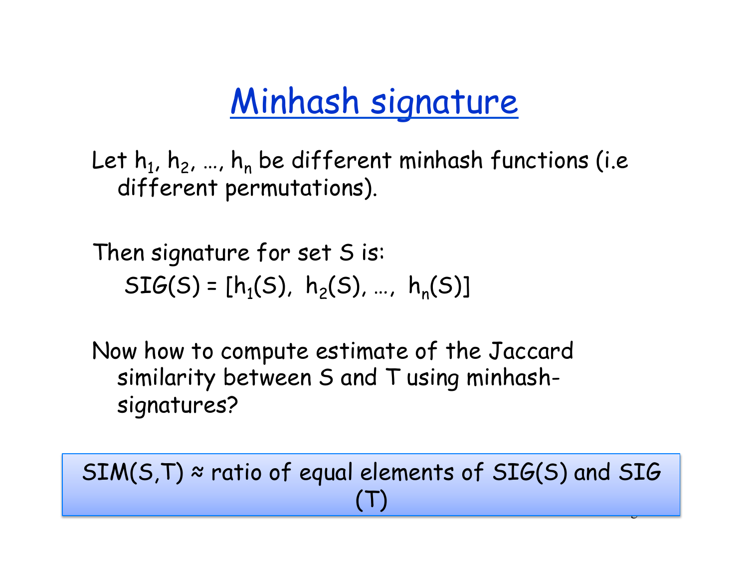# Minhash signature

Let $h_1, h_2, \ldots, h_n$ be different minhash functions (i.e different permutations).

Then signature for set S is:

$$SIG(S) = [h_1(S),\ h_2(S), \ldots,\ h_n(S)]$$

Now how to compute estimate of the Jaccard similarity between S and T using minhash-signatures?

SIM(S,T) ≈ ratio of equal elements of SIG(S) and SIG(T)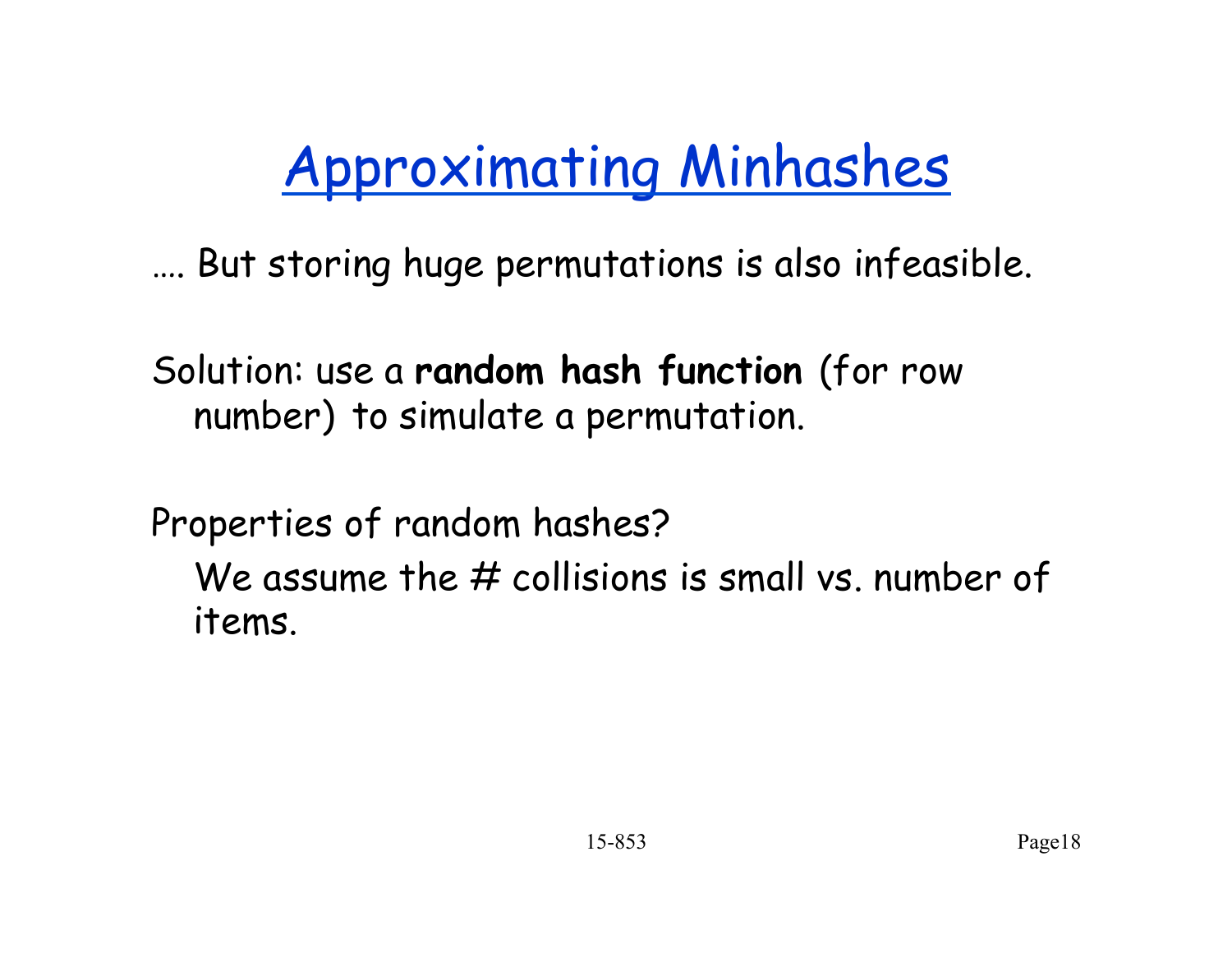# Approximating Minhashes

…. But storing huge permutations is also infeasible.

Solution: use a **random hash function** (for row number) to simulate a permutation.

Properties of random hashes?

We assume the # collisions is small vs. number of items.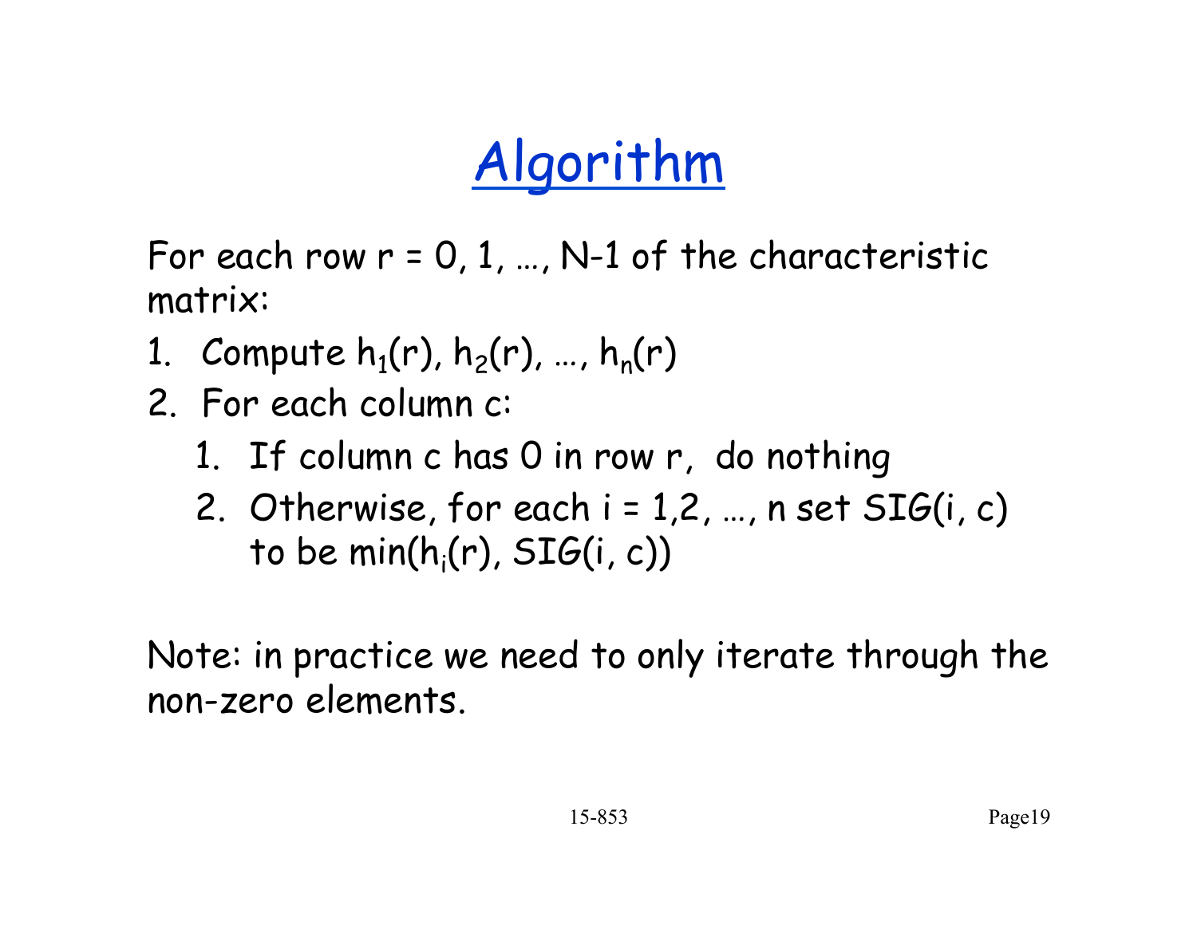# Algorithm

For each row $r = 0, 1, \ldots, N-1$ of the characteristic matrix:

1. Compute $h_1(r), h_2(r), \ldots, h_n(r)$
2. For each column c:
   1. If column c has 0 in row r, do nothing
   2. Otherwise, for each $i = 1, 2, \ldots, n$ set $SIG(i, c)$ to be $\min(h_i(r), SIG(i, c))$

Note: in practice we need to only iterate through the non-zero elements.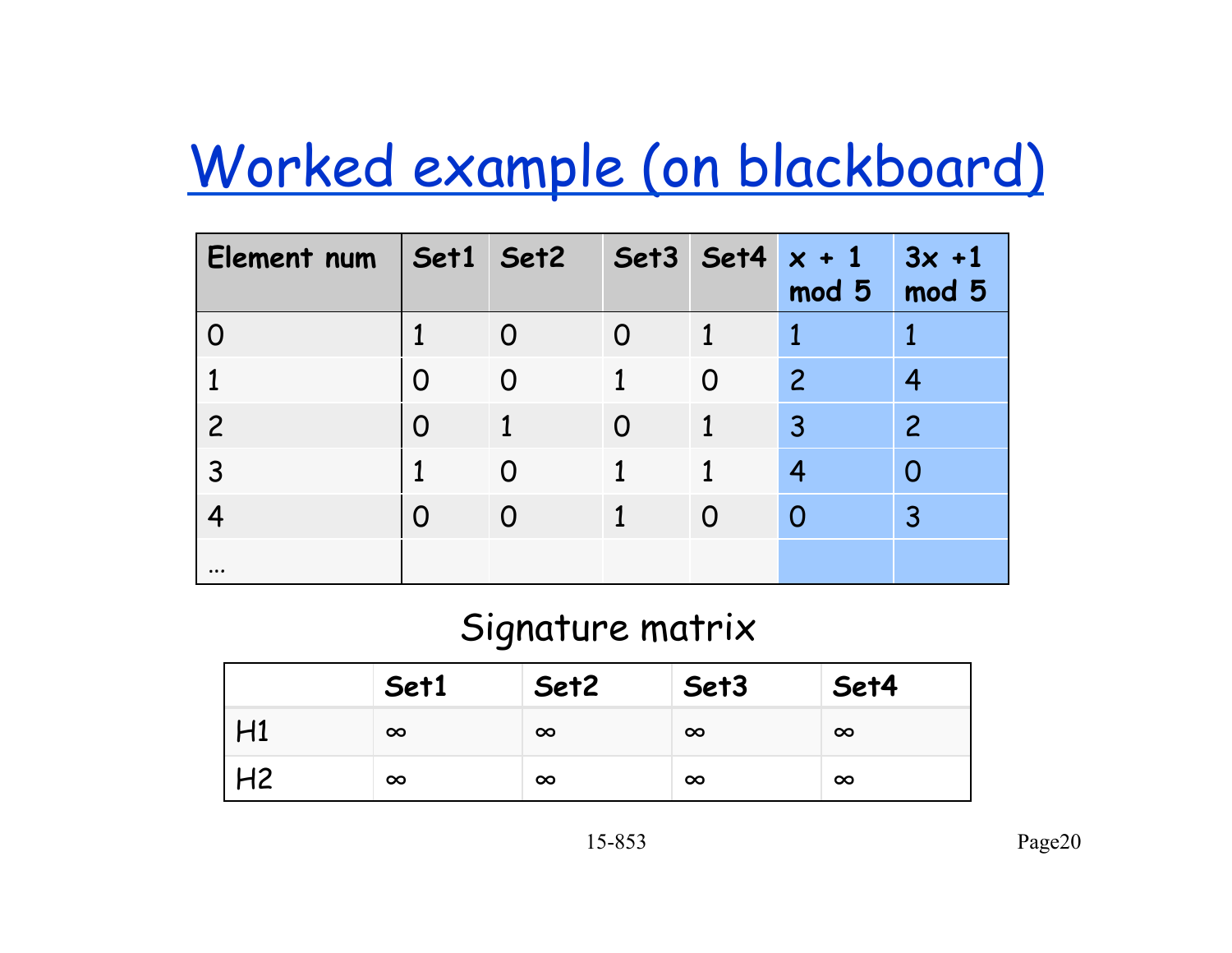# Worked example (on blackboard)

| Element num | Set1 | Set2 | Set3 | Set4 | x + 1 mod 5 | 3x +1 mod 5 |
|---|---|---|---|---|---|---|
| 0 | 1 | 0 | 0 | 1 | 1 | 1 |
| 1 | 0 | 0 | 1 | 0 | 2 | 4 |
| 2 | 0 | 1 | 0 | 1 | 3 | 2 |
| 3 | 1 | 0 | 1 | 1 | 4 | 0 |
| 4 | 0 | 0 | 1 | 0 | 0 | 3 |
| … | | | | | | |

Signature matrix

| | Set1 | Set2 | Set3 | Set4 |
|---|---|---|---|---|
| H1 | ∞ | ∞ | ∞ | ∞ |
| H2 | ∞ | ∞ | ∞ | ∞ |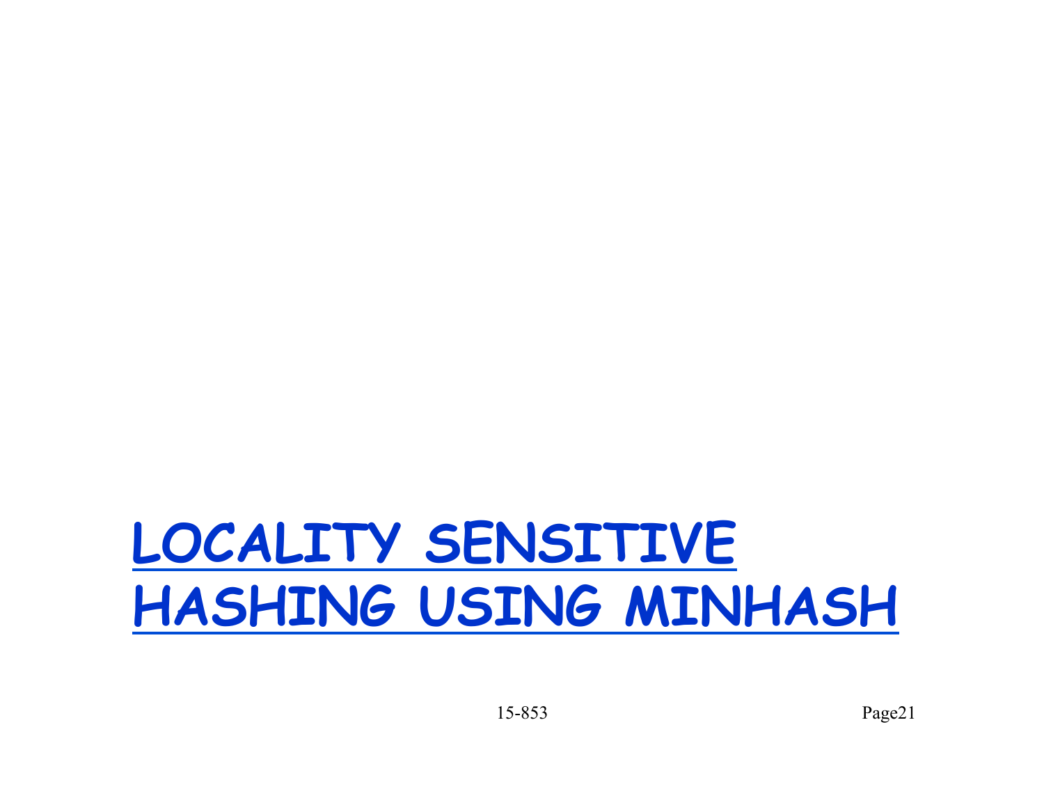# LOCALITY SENSITIVE HASHING USING MINHASH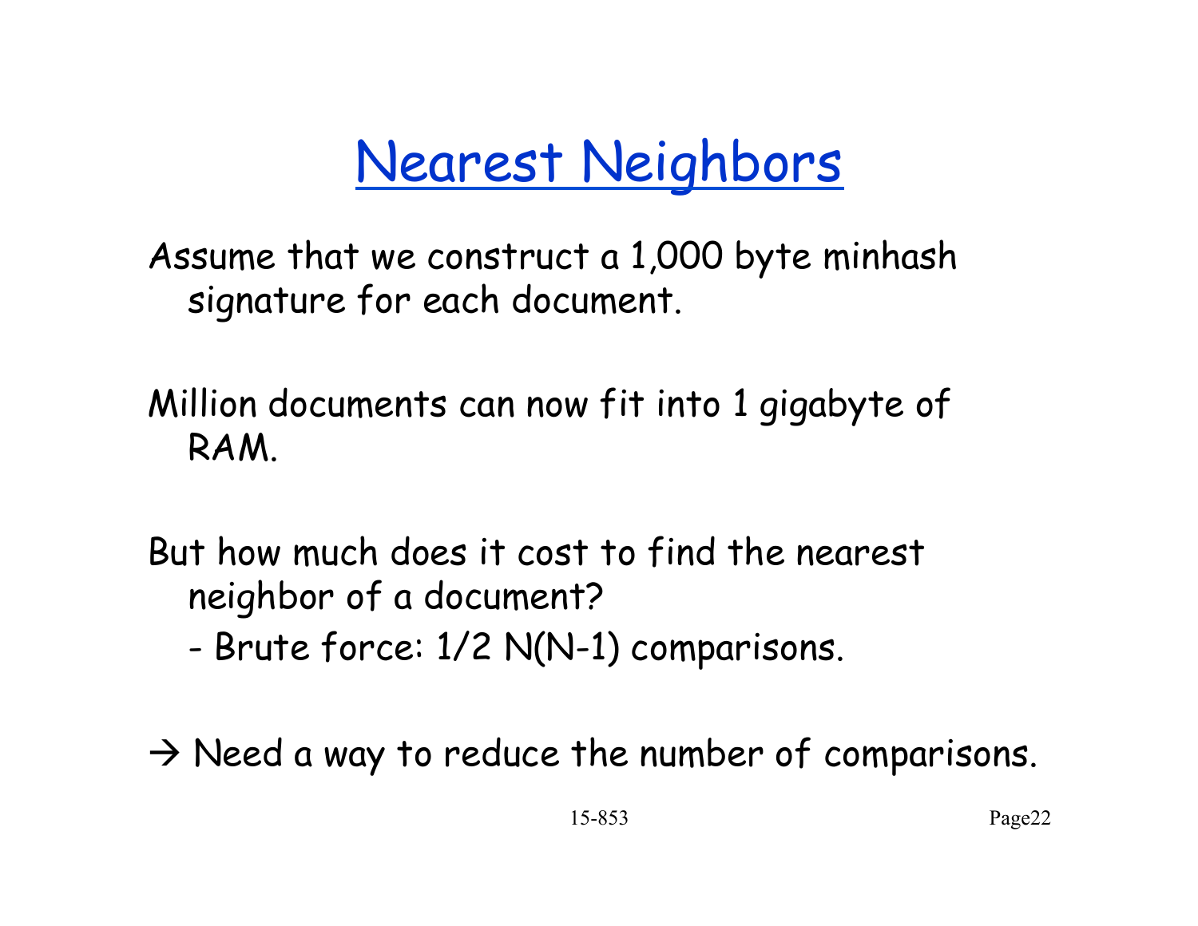# Nearest Neighbors

Assume that we construct a 1,000 byte minhash signature for each document.

Million documents can now fit into 1 gigabyte of RAM.

But how much does it cost to find the nearest neighbor of a document?

- Brute force: $1/2 \; N(N-1)$ comparisons.

→ Need a way to reduce the number of comparisons.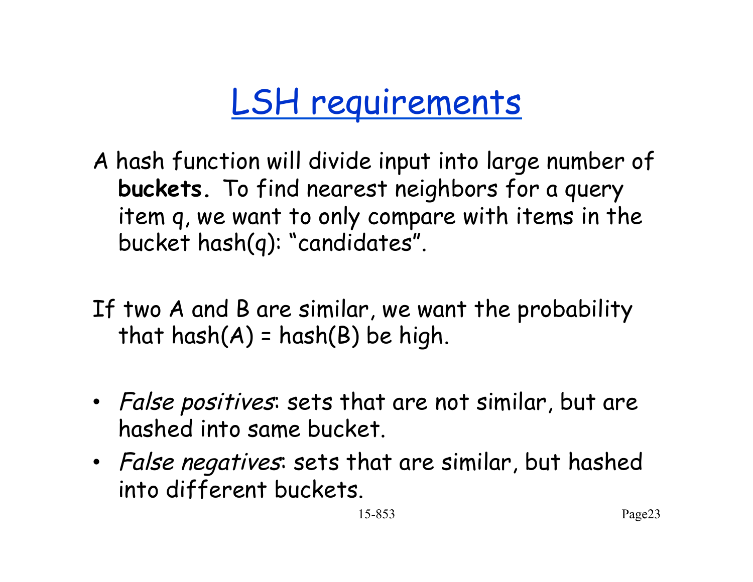# LSH requirements

A hash function will divide input into large number of **buckets.** To find nearest neighbors for a query item q, we want to only compare with items in the bucket hash(q): "candidates".

If two A and B are similar, we want the probability that hash(A) = hash(B) be high.

- *False positives*: sets that are not similar, but are hashed into same bucket.
- *False negatives*: sets that are similar, but hashed into different buckets.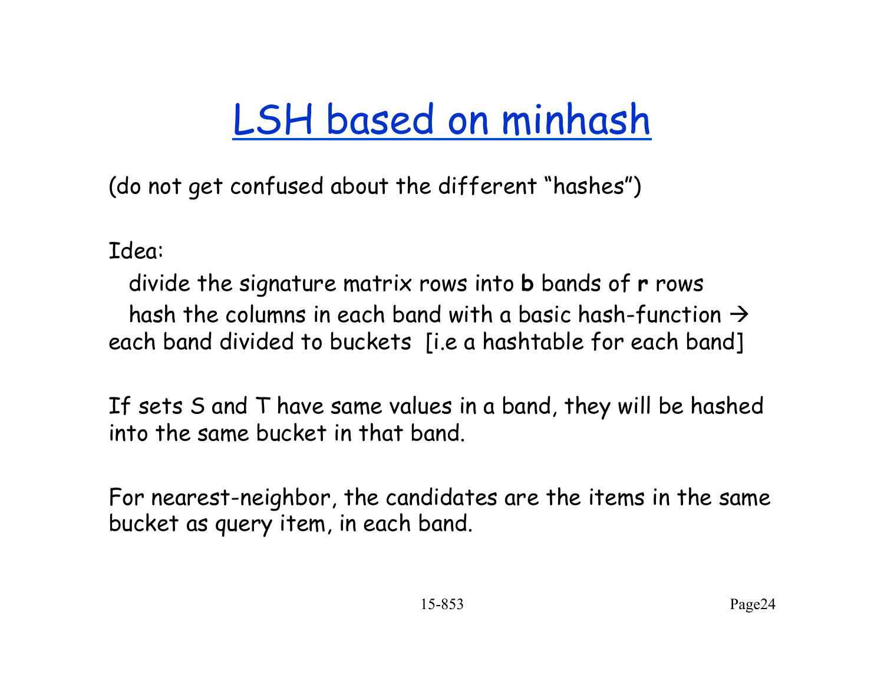# LSH based on minhash

(do not get confused about the different "hashes")

Idea:

divide the signature matrix rows into **b** bands of **r** rows
hash the columns in each band with a basic hash-function → each band divided to buckets [i.e a hashtable for each band]

If sets S and T have same values in a band, they will be hashed into the same bucket in that band.

For nearest-neighbor, the candidates are the items in the same bucket as query item, in each band.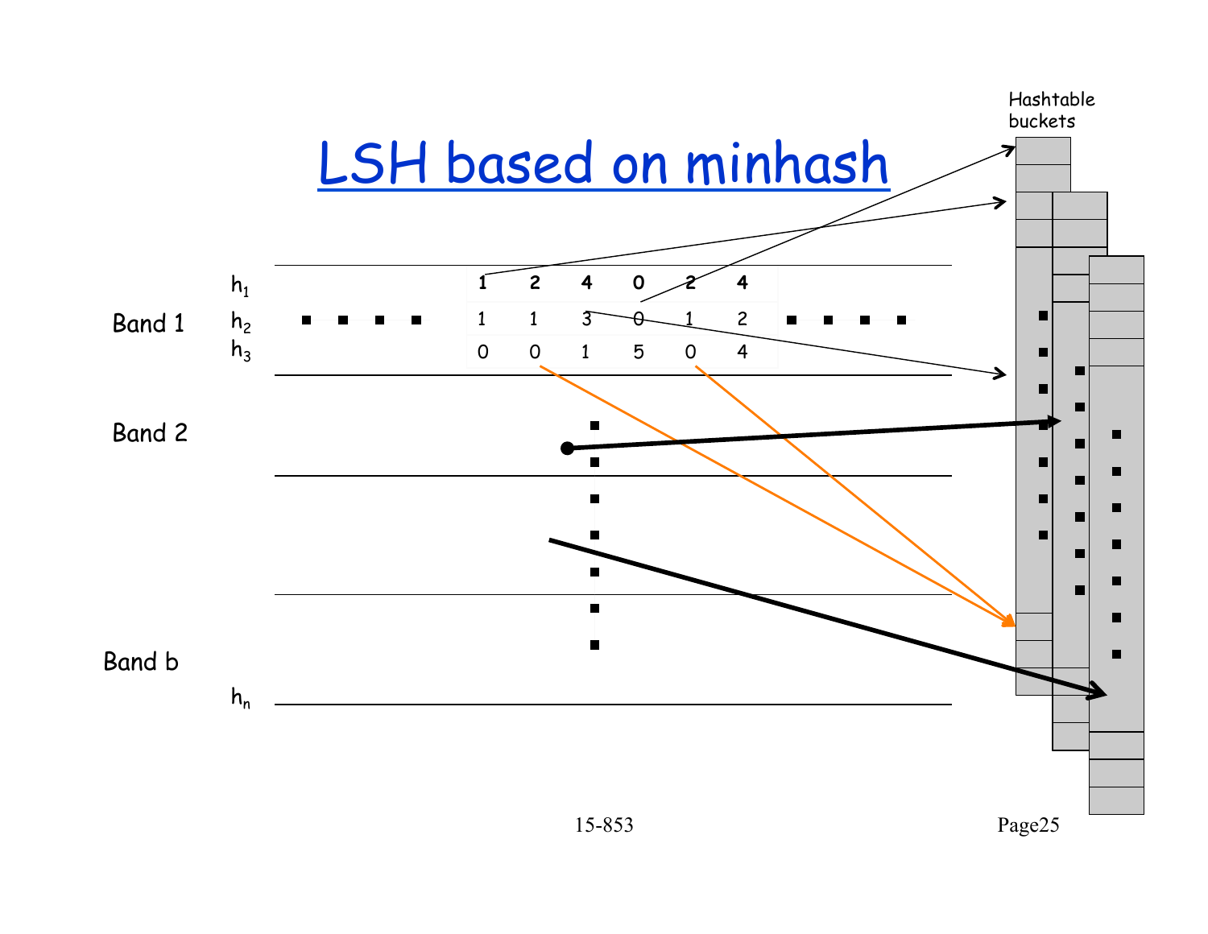# LSH based on minhash

Hashtable buckets

| | | | | | | | |
|---|---|---|---|---|---|---|---|
| Band 1 | $h_1$ | **1** | **2** | **4** | **0** | **2** | **4** |
| | $h_2$ | 1 | 1 | 3 | 0 | 1 | 2 |
| | $h_3$ | 0 | 0 | 1 | 5 | 0 | 4 |

Band 2

Band b

$h_n$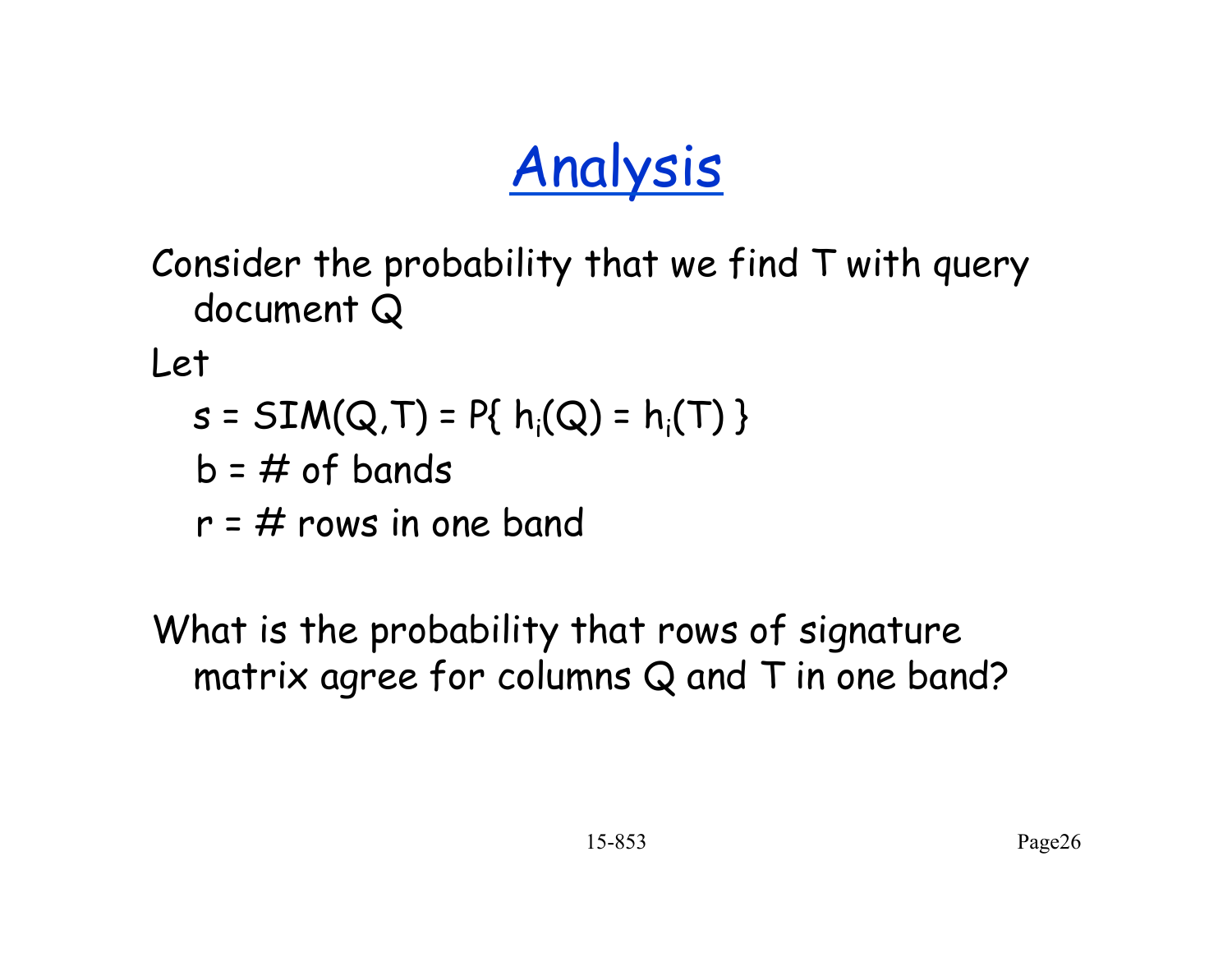# Analysis

Consider the probability that we find T with query document Q

Let

$s = SIM(Q,T) = P\{ h_i(Q) = h_i(T) \}$

$b$ = # of bands

$r$ = # rows in one band

What is the probability that rows of signature matrix agree for columns Q and T in one band?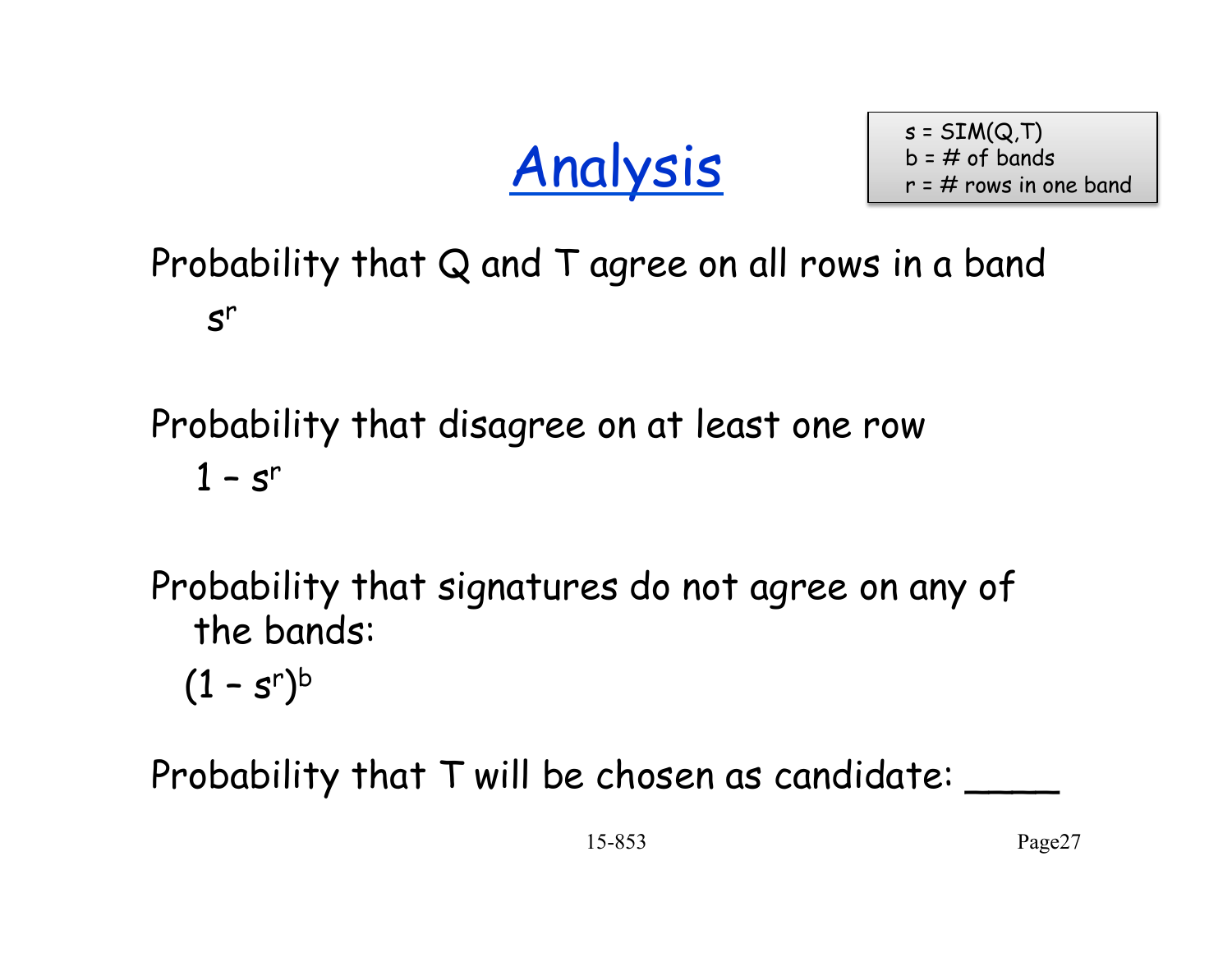# Analysis

$s$ = SIM(Q,T)
$b$ = # of bands
$r$ = # rows in one band

Probability that Q and T agree on all rows in a band

$s^r$

Probability that disagree on at least one row

$1 - s^r$

Probability that signatures do not agree on any of the bands:

$(1 - s^r)^b$

Probability that T will be chosen as candidate: ____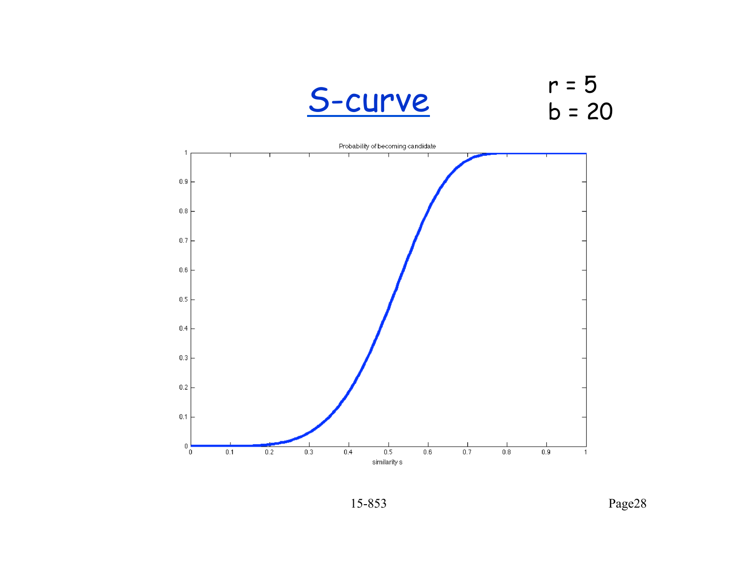# S-curve

$r = 5$
$b = 20$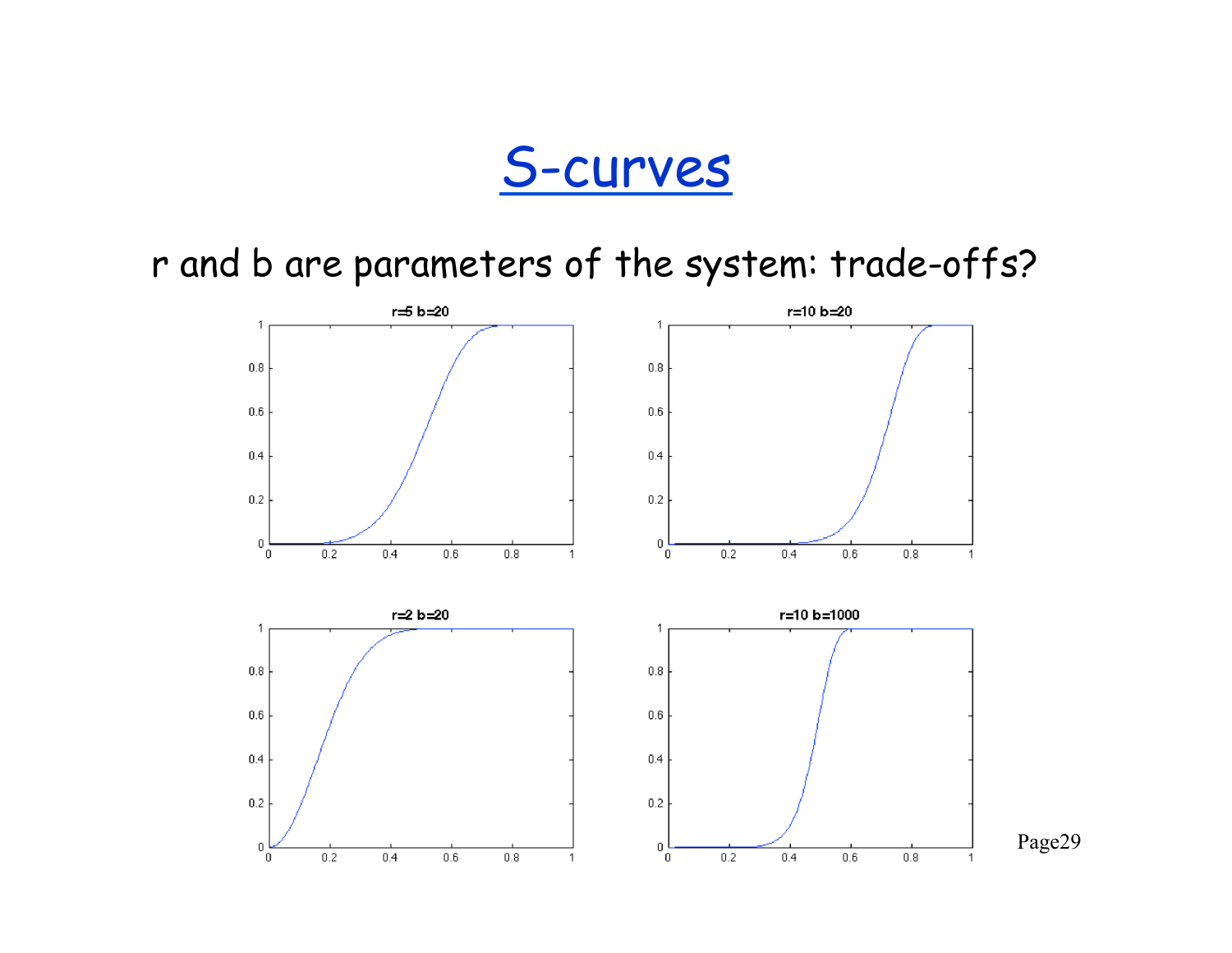# S-curves

r and b are parameters of the system: trade-offs?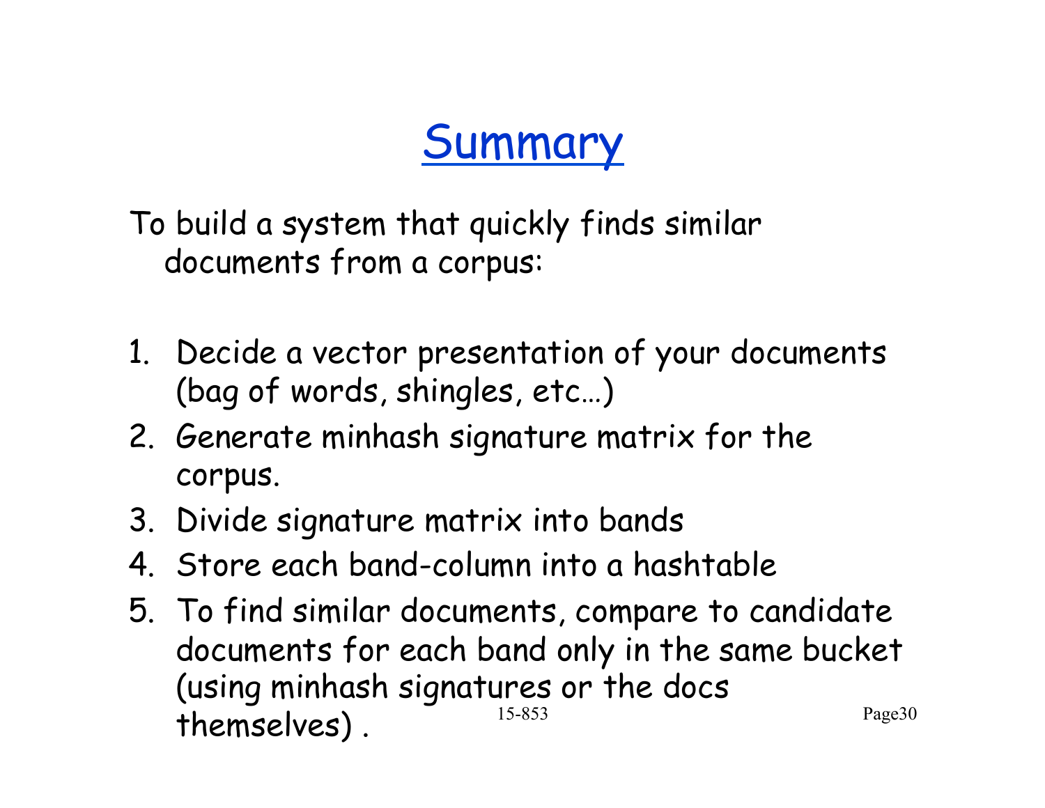# Summary

To build a system that quickly finds similar documents from a corpus:

1. Decide a vector presentation of your documents (bag of words, shingles, etc…)
2. Generate minhash signature matrix for the corpus.
3. Divide signature matrix into bands
4. Store each band-column into a hashtable
5. To find similar documents, compare to candidate documents for each band only in the same bucket (using minhash signatures or the docs themselves) .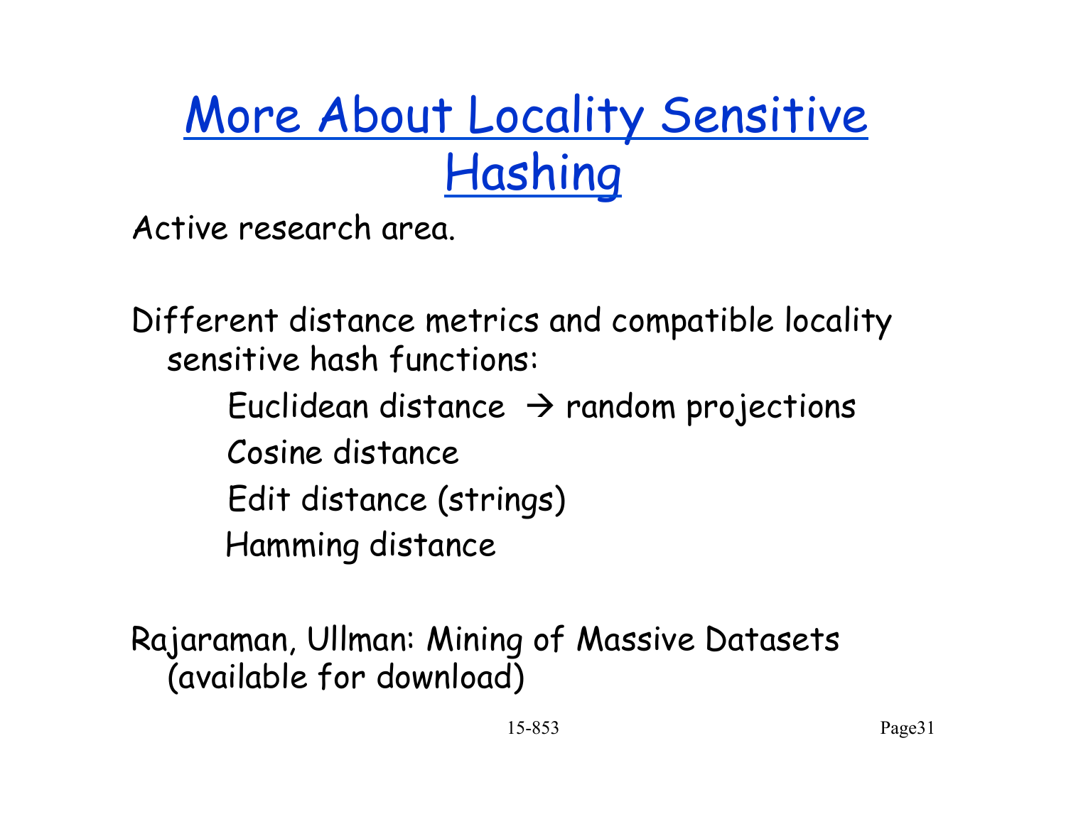# More About Locality Sensitive Hashing

Active research area.

Different distance metrics and compatible locality sensitive hash functions:

- Euclidean distance → random projections
- Cosine distance
- Edit distance (strings)
- Hamming distance

Rajaraman, Ullman: Mining of Massive Datasets (available for download)